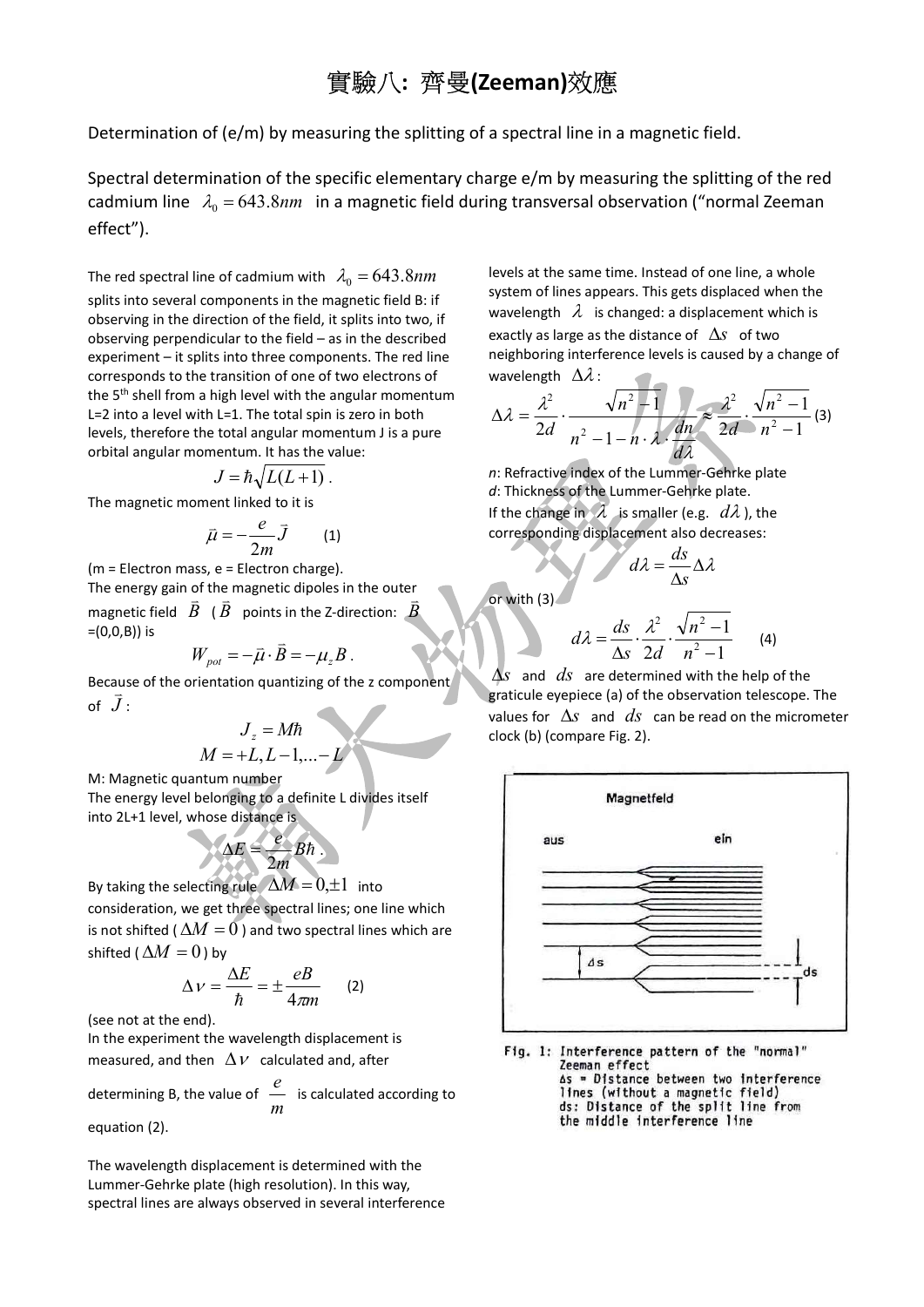# 實驗八：齊曼(Zeeman)效應

Determination of (e/m) by measuring the splitting of a spectral line in a magnetic field.

Spectral determination of the specific elementary charge e/m by measuring the splitting of the red cadmium line $\lambda_0 = 643.8nm$ in a magnetic field during transversal observation ("normal Zeeman effect").

The red spectral line of cadmium with $\lambda_0 = 643.8nm$ splits into several components in the magnetic field B: if observing in the direction of the field, it splits into two, if observing perpendicular to the field – as in the described experiment – it splits into three components. The red line corresponds to the transition of one of two electrons of the 5th shell from a high level with the angular momentum L=2 into a level with L=1. The total spin is zero in both levels, therefore the total angular momentum J is a pure orbital angular momentum. It has the value:

$$J = \hbar\sqrt{L(L+1)}\,.$$

The magnetic moment linked to it is

$$\vec{\mu} = -\frac{e}{2m}\vec{J} \qquad (1)$$

(m = Electron mass, e = Electron charge).
The energy gain of the magnetic dipoles in the outer magnetic field $\vec{B}$ ($\vec{B}$ points in the Z-direction: $\vec{B}$ =(0,0,B)) is

$$W_{pot} = -\vec{\mu}\cdot\vec{B} = -\mu_z B\,.$$

Because of the orientation quantizing of the z component of $\vec{J}$:

$$J_z = M\hbar$$
$$M = +L, L-1, \ldots -L$$

M: Magnetic quantum number
The energy level belonging to a definite L divides itself into 2L+1 level, whose distance is

$$\Delta E = \frac{e}{2m}B\hbar\,.$$

By taking the selecting rule $\Delta M = 0, \pm 1$ into consideration, we get three spectral lines; one line which is not shifted ($\Delta M = 0$) and two spectral lines which are shifted ($\Delta M = 0$) by

$$\Delta\nu = \frac{\Delta E}{\hbar} = \pm\frac{eB}{4\pi m} \qquad (2)$$

(see not at the end).
In the experiment the wavelength displacement is measured, and then $\Delta\nu$ calculated and, after determining B, the value of $\frac{e}{m}$ is calculated according to equation (2).

The wavelength displacement is determined with the Lummer-Gehrke plate (high resolution). In this way, spectral lines are always observed in several interference levels at the same time. Instead of one line, a whole system of lines appears. This gets displaced when the wavelength $\lambda$ is changed: a displacement which is exactly as large as the distance of $\Delta s$ of two neighboring interference levels is caused by a change of wavelength $\Delta\lambda$:

$$\Delta\lambda = \frac{\lambda^2}{2d}\cdot\frac{\sqrt{n^2-1}}{n^2-1-n\cdot\lambda\cdot\frac{dn}{d\lambda}} \approx \frac{\lambda^2}{2d}\cdot\frac{\sqrt{n^2-1}}{n^2-1} \quad (3)$$

*n*: Refractive index of the Lummer-Gehrke plate
*d*: Thickness of the Lummer-Gehrke plate.
If the change in $\lambda$ is smaller (e.g. $d\lambda$), the corresponding displacement also decreases:

$$d\lambda = \frac{ds}{\Delta s}\Delta\lambda$$

or with (3)

$$d\lambda = \frac{ds}{\Delta s}\cdot\frac{\lambda^2}{2d}\cdot\frac{\sqrt{n^2-1}}{n^2-1} \qquad (4)$$

$\Delta s$ and $ds$ are determined with the help of the graticule eyepiece (a) of the observation telescope. The values for $\Delta s$ and $ds$ can be read on the micrometer clock (b) (compare Fig. 2).

Fig. 1: Interference pattern of the "normal" Zeeman effect
Δs = Distance between two interference lines (without a magnetic field)
ds: Distance of the split line from the middle interference line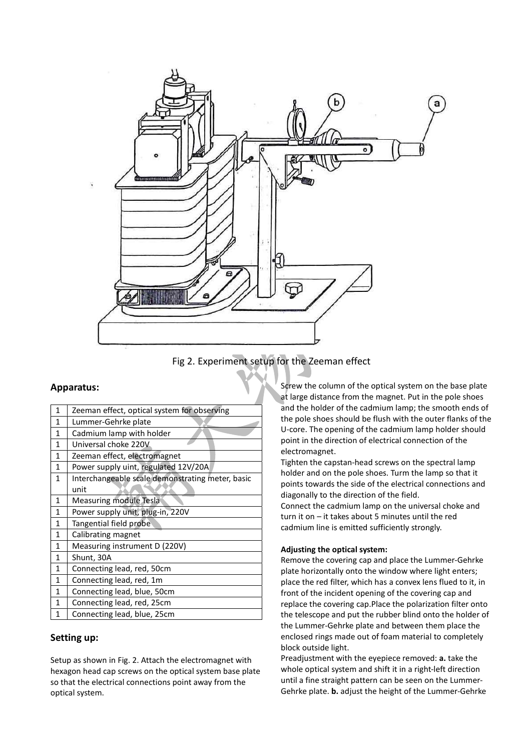Fig 2. Experiment setup for the Zeeman effect

## Apparatus:

| | |
|---|---|
| 1 | Zeeman effect, optical system for observing |
| 1 | Lummer-Gehrke plate |
| 1 | Cadmium lamp with holder |
| 1 | Universal choke 220V |
| 1 | Zeeman effect, electromagnet |
| 1 | Power supply unit, regulated 12V/20A |
| 1 | Interchangeable scale demonstrating meter, basic unit |
| 1 | Measuring module Tesla |
| 1 | Power supply unit, plug-in, 220V |
| 1 | Tangential field probe |
| 1 | Calibrating magnet |
| 1 | Measuring instrument D (220V) |
| 1 | Shunt, 30A |
| 1 | Connecting lead, red, 50cm |
| 1 | Connecting lead, red, 1m |
| 1 | Connecting lead, blue, 50cm |
| 1 | Connecting lead, red, 25cm |
| 1 | Connecting lead, blue, 25cm |

## Setting up:

Setup as shown in Fig. 2. Attach the electromagnet with hexagon head cap screws on the optical system base plate so that the electrical connections point away from the optical system.

Screw the column of the optical system on the base plate at large distance from the magnet. Put in the pole shoes and the holder of the cadmium lamp; the smooth ends of the pole shoes should be flush with the outer flanks of the U-core. The opening of the cadmium lamp holder should point in the direction of electrical connection of the electromagnet.

Tighten the capstan-head screws on the spectral lamp holder and on the pole shoes. Turm the lamp so that it points towards the side of the electrical connections and diagonally to the direction of the field.

Connect the cadmium lamp on the universal choke and turn it on – it takes about 5 minutes until the red cadmium line is emitted sufficiently strongly.

**Adjusting the optical system:**

Remove the covering cap and place the Lummer-Gehrke plate horizontally onto the window where light enters; place the red filter, which has a convex lens flued to it, in front of the incident opening of the covering cap and replace the covering cap.Place the polarization filter onto the telescope and put the rubber blind onto the holder of the Lummer-Gehrke plate and between them place the enclosed rings made out of foam material to completely block outside light.

Preadjustment with the eyepiece removed: **a.** take the whole optical system and shift it in a right-left direction until a fine straight pattern can be seen on the Lummer-Gehrke plate. **b.** adjust the height of the Lummer-Gehrke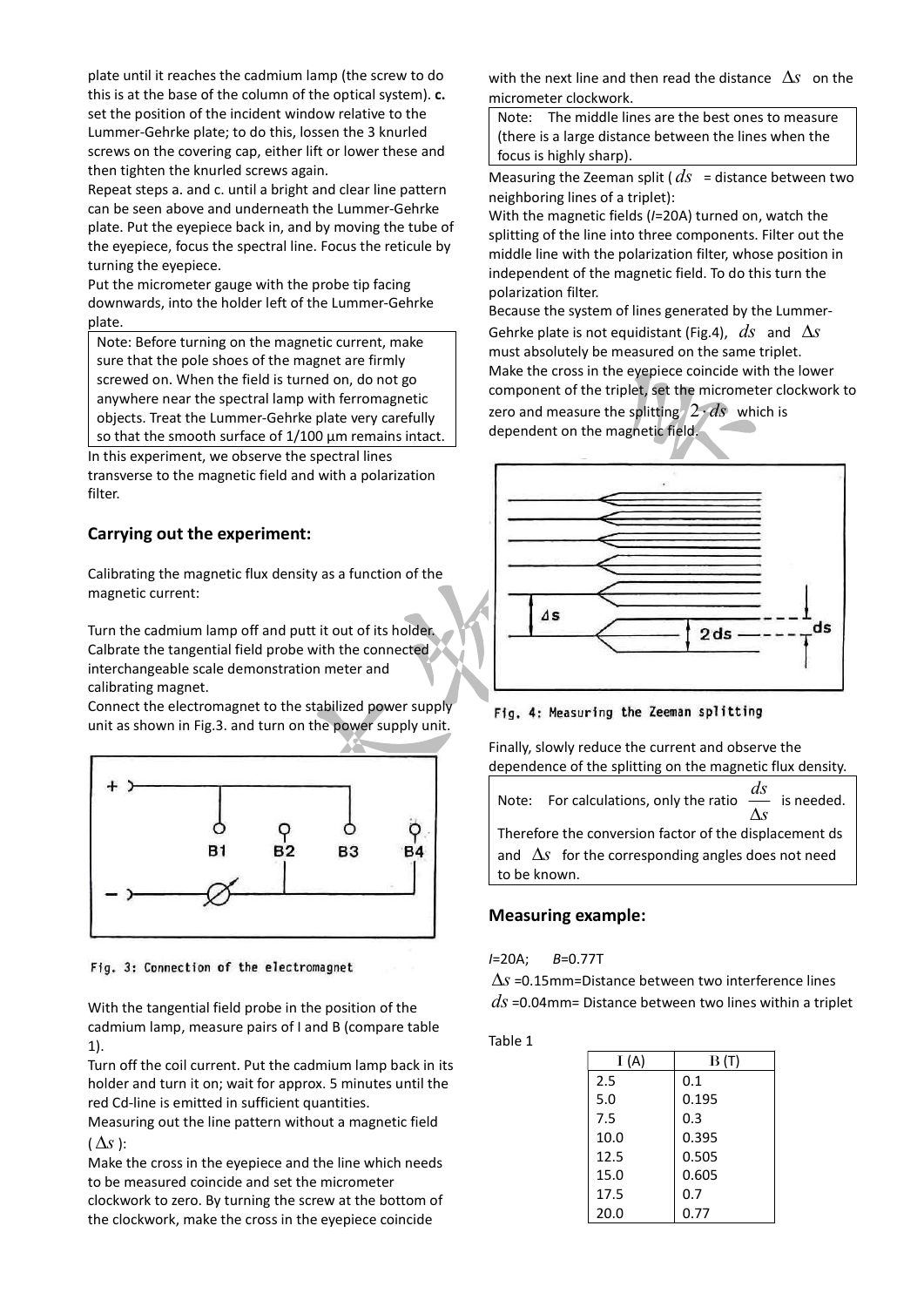plate until it reaches the cadmium lamp (the screw to do this is at the base of the column of the optical system). **c.** set the position of the incident window relative to the Lummer-Gehrke plate; to do this, lossen the 3 knurled screws on the covering cap, either lift or lower these and then tighten the knurled screws again.

Repeat steps a. and c. until a bright and clear line pattern can be seen above and underneath the Lummer-Gehrke plate. Put the eyepiece back in, and by moving the tube of the eyepiece, focus the spectral line. Focus the reticule by turning the eyepiece.

Put the micrometer gauge with the probe tip facing downwards, into the holder left of the Lummer-Gehrke plate.

> Note: Before turning on the magnetic current, make sure that the pole shoes of the magnet are firmly screwed on. When the field is turned on, do not go anywhere near the spectral lamp with ferromagnetic objects. Treat the Lummer-Gehrke plate very carefully so that the smooth surface of 1/100 µm remains intact.

In this experiment, we observe the spectral lines transverse to the magnetic field and with a polarization filter.

## Carrying out the experiment:

Calibrating the magnetic flux density as a function of the magnetic current:

Turn the cadmium lamp off and putt it out of its holder. Calbrate the tangential field probe with the connected interchangeable scale demonstration meter and calibrating magnet.

Connect the electromagnet to the stabilized power supply unit as shown in Fig.3. and turn on the power supply unit.

Fig. 3: Connection of the electromagnet

With the tangential field probe in the position of the cadmium lamp, measure pairs of I and B (compare table 1).

Turn off the coil current. Put the cadmium lamp back in its holder and turn it on; wait for approx. 5 minutes until the red Cd-line is emitted in sufficient quantities.

Measuring out the line pattern without a magnetic field ($\Delta s$):

Make the cross in the eyepiece and the line which needs to be measured coincide and set the micrometer clockwork to zero. By turning the screw at the bottom of the clockwork, make the cross in the eyepiece coincide with the next line and then read the distance $\Delta s$ on the micrometer clockwork.

> Note: The middle lines are the best ones to measure (there is a large distance between the lines when the focus is highly sharp).

Measuring the Zeeman split ($ds$ = distance between two neighboring lines of a triplet):

With the magnetic fields ($I$=20A) turned on, watch the splitting of the line into three components. Filter out the middle line with the polarization filter, whose position in independent of the magnetic field. To do this turn the polarization filter.

Because the system of lines generated by the Lummer-Gehrke plate is not equidistant (Fig.4), $ds$ and $\Delta s$ must absolutely be measured on the same triplet.

Make the cross in the eyepiece coincide with the lower component of the triplet, set the micrometer clockwork to zero and measure the splitting $2 \cdot ds$ which is dependent on the magnetic field.

Fig. 4: Measuring the Zeeman splitting

Finally, slowly reduce the current and observe the dependence of the splitting on the magnetic flux density.

> Note: For calculations, only the ratio $\frac{ds}{\Delta s}$ is needed. Therefore the conversion factor of the displacement ds and $\Delta s$ for the corresponding angles does not need to be known.

## Measuring example:

$I$=20A; $B$=0.77T

$\Delta s$ =0.15mm=Distance between two interference lines

$ds$ =0.04mm= Distance between two lines within a triplet

Table 1

| I (A) | B (T) |
|---|---|
| 2.5 | 0.1 |
| 5.0 | 0.195 |
| 7.5 | 0.3 |
| 10.0 | 0.395 |
| 12.5 | 0.505 |
| 15.0 | 0.605 |
| 17.5 | 0.7 |
| 20.0 | 0.77 |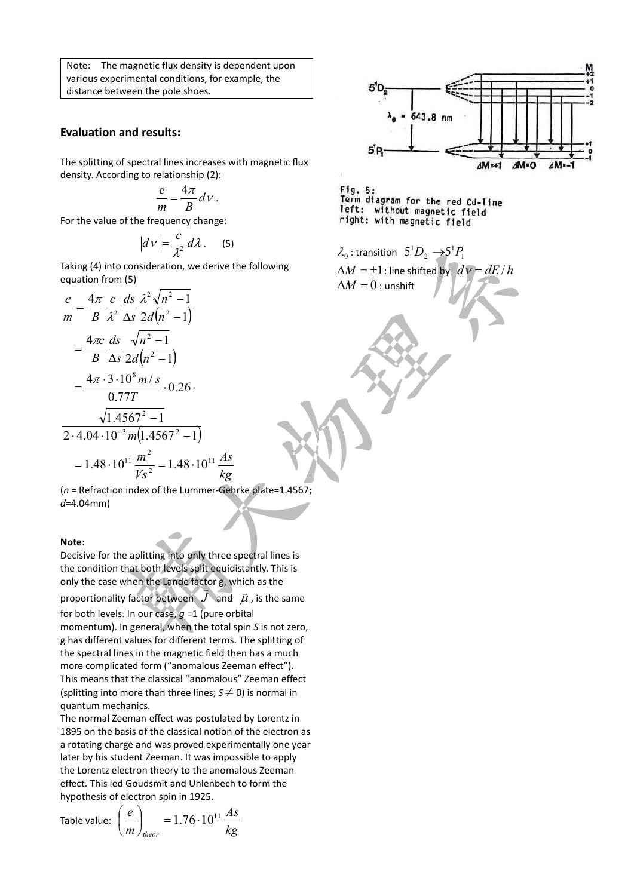Note: The magnetic flux density is dependent upon various experimental conditions, for example, the distance between the pole shoes.

## Evaluation and results:

The splitting of spectral lines increases with magnetic flux density. According to relationship (2):

$$\frac{e}{m} = \frac{4\pi}{B} d\nu .$$

For the value of the frequency change:

$$|d\nu| = \frac{c}{\lambda^2} d\lambda . \qquad (5)$$

Taking (4) into consideration, we derive the following equation from (5)

$$\frac{e}{m} = \frac{4\pi}{B} \frac{c}{\lambda^2} \frac{ds}{\Delta s} \frac{\lambda^2 \sqrt{n^2 - 1}}{2d(n^2 - 1)}$$

$$= \frac{4\pi c}{B} \frac{ds}{\Delta s} \frac{\sqrt{n^2 - 1}}{2d(n^2 - 1)}$$

$$= \frac{4\pi \cdot 3 \cdot 10^8 m/s}{0.77T} \cdot 0.26 \cdot \frac{\sqrt{1.4567^2 - 1}}{2 \cdot 4.04 \cdot 10^{-3} m (1.4567^2 - 1)}$$

$$= 1.48 \cdot 10^{11} \frac{m^2}{Vs^2} = 1.48 \cdot 10^{11} \frac{As}{kg}$$

($n$ = Refraction index of the Lummer-Gehrke plate=1.4567; $d$=4.04mm)

**Note:**

Decisive for the aplitting into only three spectral lines is the condition that both levels split equidistantly. This is only the case when the Lande factor $g$, which as the proportionality factor between $\vec{J}$ and $\vec{\mu}$, is the same for both levels. In our case, $g$ =1 (pure orbital momentum). In general, when the total spin $S$ is not zero, g has different values for different terms. The splitting of the spectral lines in the magnetic field then has a much more complicated form ("anomalous Zeeman effect"). This means that the classical "anomalous" Zeeman effect (splitting into more than three lines; $S \neq 0$) is normal in quantum mechanics.

The normal Zeeman effect was postulated by Lorentz in 1895 on the basis of the classical notion of the electron as a rotating charge and was proved experimentally one year later by his student Zeeman. It was impossible to apply the Lorentz electron theory to the anomalous Zeeman effect. This led Goudsmit and Uhlenbech to form the hypothesis of electron spin in 1925.

Table value: $\left(\frac{e}{m}\right)_{theor} = 1.76 \cdot 10^{11} \frac{As}{kg}$

$5^1D_2$

$\lambda_0$ = 643.8 nm

$5^1P_1$

M

+2

+1

0

-1

-2

+1

0

-1

ΔM=+1 ΔM=0 ΔM=-1

Fig. 5:
Term diagram for the red Cd-line
left: without magnetic field
right: with magnetic field

$\lambda_0$ : transition $5^1D_2 \rightarrow 5^1P_1$

$\Delta M = \pm 1$ : line shifted by $d\nu = dE/h$

$\Delta M = 0$ : unshift